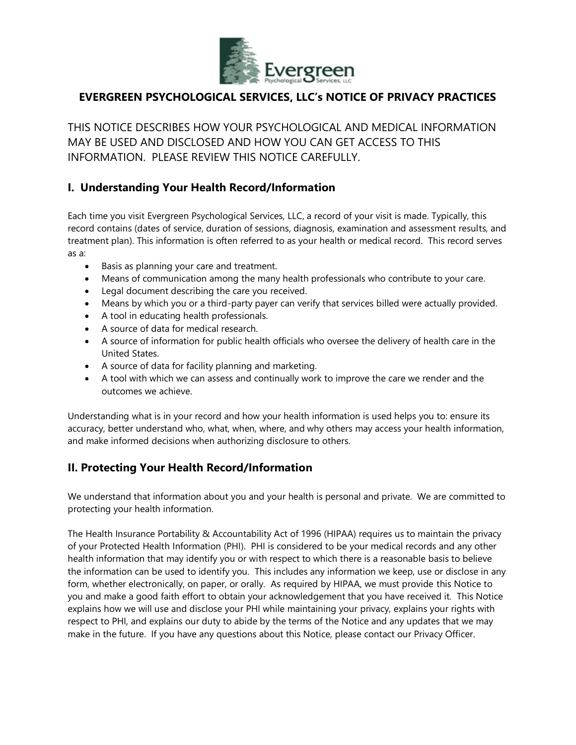# EVERGREEN PSYCHOLOGICAL SERVICES, LLC's NOTICE OF PRIVACY PRACTICES

THIS NOTICE DESCRIBES HOW YOUR PSYCHOLOGICAL AND MEDICAL INFORMATION MAY BE USED AND DISCLOSED AND HOW YOU CAN GET ACCESS TO THIS INFORMATION. PLEASE REVIEW THIS NOTICE CAREFULLY.

## I. Understanding Your Health Record/Information

Each time you visit Evergreen Psychological Services, LLC, a record of your visit is made. Typically, this record contains (dates of service, duration of sessions, diagnosis, examination and assessment results, and treatment plan). This information is often referred to as your health or medical record. This record serves as a:

- Basis as planning your care and treatment.
- Means of communication among the many health professionals who contribute to your care.
- Legal document describing the care you received.
- Means by which you or a third-party payer can verify that services billed were actually provided.
- A tool in educating health professionals.
- A source of data for medical research.
- A source of information for public health officials who oversee the delivery of health care in the United States.
- A source of data for facility planning and marketing.
- A tool with which we can assess and continually work to improve the care we render and the outcomes we achieve.

Understanding what is in your record and how your health information is used helps you to: ensure its accuracy, better understand who, what, when, where, and why others may access your health information, and make informed decisions when authorizing disclosure to others.

## II. Protecting Your Health Record/Information

We understand that information about you and your health is personal and private. We are committed to protecting your health information.

The Health Insurance Portability & Accountability Act of 1996 (HIPAA) requires us to maintain the privacy of your Protected Health Information (PHI). PHI is considered to be your medical records and any other health information that may identify you or with respect to which there is a reasonable basis to believe the information can be used to identify you. This includes any information we keep, use or disclose in any form, whether electronically, on paper, or orally. As required by HIPAA, we must provide this Notice to you and make a good faith effort to obtain your acknowledgement that you have received it. This Notice explains how we will use and disclose your PHI while maintaining your privacy, explains your rights with respect to PHI, and explains our duty to abide by the terms of the Notice and any updates that we may make in the future. If you have any questions about this Notice, please contact our Privacy Officer.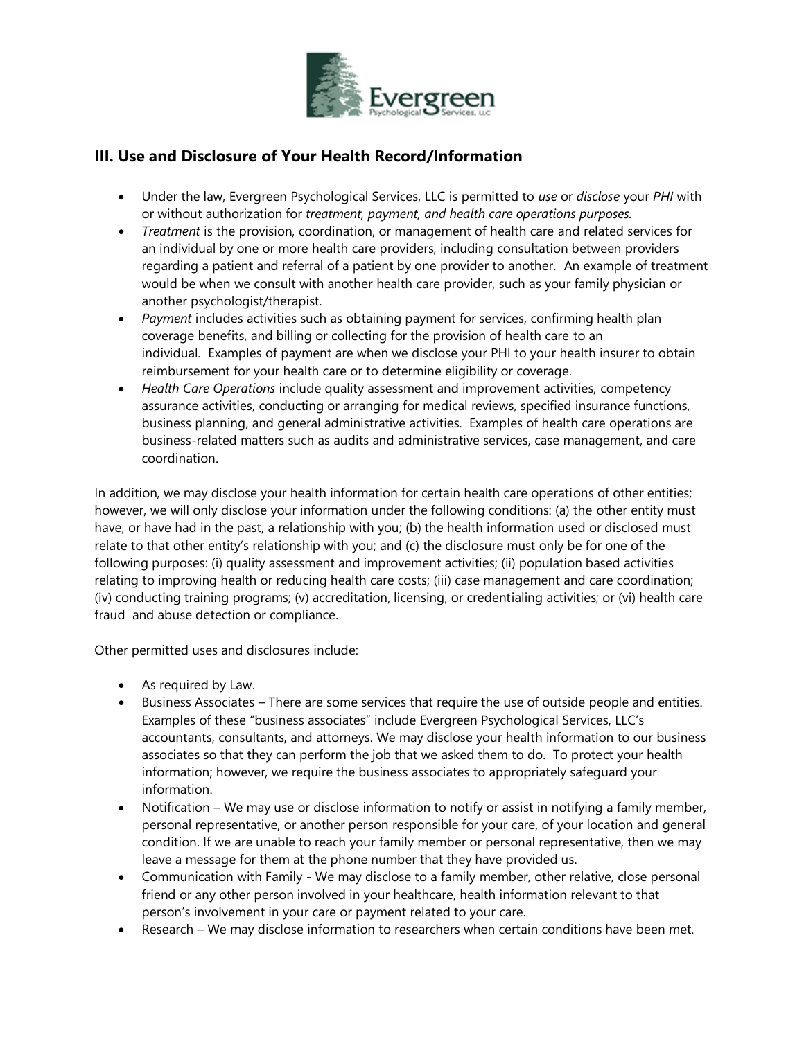## III. Use and Disclosure of Your Health Record/Information

- Under the law, Evergreen Psychological Services, LLC is permitted to *use* or *disclose* your *PHI* with or without authorization for *treatment, payment, and health care operations purposes.*
- *Treatment* is the provision, coordination, or management of health care and related services for an individual by one or more health care providers, including consultation between providers regarding a patient and referral of a patient by one provider to another. An example of treatment would be when we consult with another health care provider, such as your family physician or another psychologist/therapist.
- *Payment* includes activities such as obtaining payment for services, confirming health plan coverage benefits, and billing or collecting for the provision of health care to an individual. Examples of payment are when we disclose your PHI to your health insurer to obtain reimbursement for your health care or to determine eligibility or coverage.
- *Health Care Operations* include quality assessment and improvement activities, competency assurance activities, conducting or arranging for medical reviews, specified insurance functions, business planning, and general administrative activities. Examples of health care operations are business-related matters such as audits and administrative services, case management, and care coordination.

In addition, we may disclose your health information for certain health care operations of other entities; however, we will only disclose your information under the following conditions: (a) the other entity must have, or have had in the past, a relationship with you; (b) the health information used or disclosed must relate to that other entity's relationship with you; and (c) the disclosure must only be for one of the following purposes: (i) quality assessment and improvement activities; (ii) population based activities relating to improving health or reducing health care costs; (iii) case management and care coordination; (iv) conducting training programs; (v) accreditation, licensing, or credentialing activities; or (vi) health care fraud and abuse detection or compliance.

Other permitted uses and disclosures include:

- As required by Law.
- Business Associates – There are some services that require the use of outside people and entities. Examples of these "business associates" include Evergreen Psychological Services, LLC's accountants, consultants, and attorneys. We may disclose your health information to our business associates so that they can perform the job that we asked them to do. To protect your health information; however, we require the business associates to appropriately safeguard your information.
- Notification – We may use or disclose information to notify or assist in notifying a family member, personal representative, or another person responsible for your care, of your location and general condition. If we are unable to reach your family member or personal representative, then we may leave a message for them at the phone number that they have provided us.
- Communication with Family - We may disclose to a family member, other relative, close personal friend or any other person involved in your healthcare, health information relevant to that person's involvement in your care or payment related to your care.
- Research – We may disclose information to researchers when certain conditions have been met.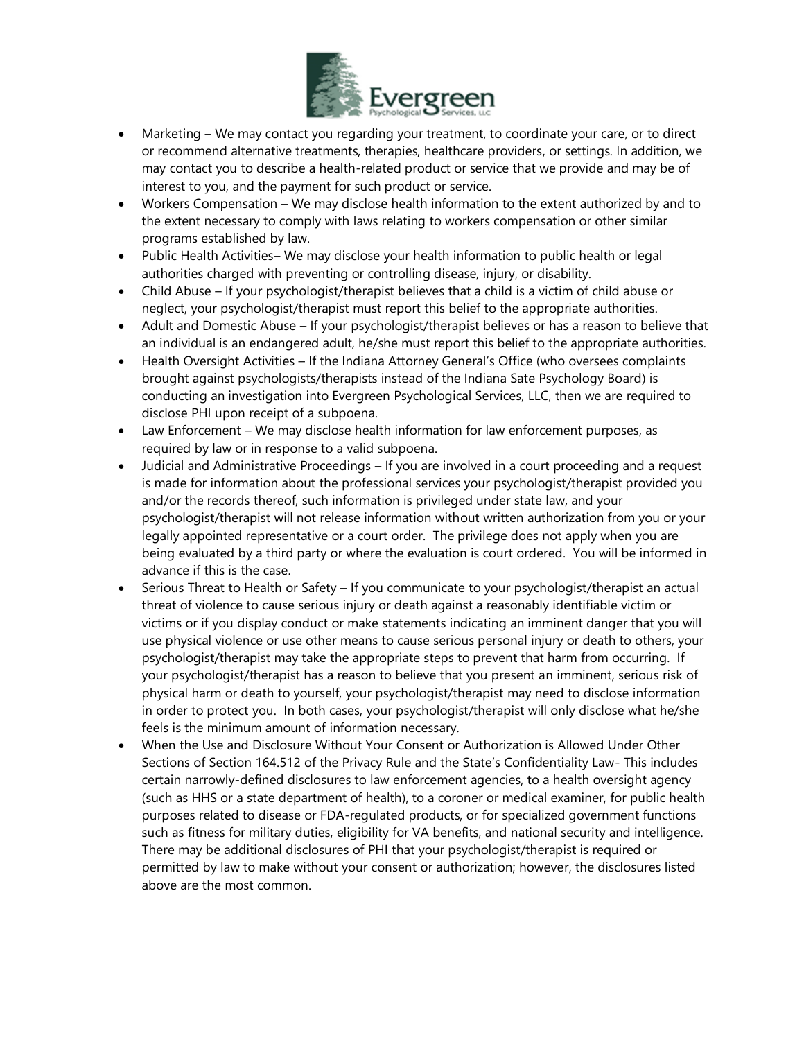- Marketing – We may contact you regarding your treatment, to coordinate your care, or to direct or recommend alternative treatments, therapies, healthcare providers, or settings. In addition, we may contact you to describe a health-related product or service that we provide and may be of interest to you, and the payment for such product or service.
- Workers Compensation – We may disclose health information to the extent authorized by and to the extent necessary to comply with laws relating to workers compensation or other similar programs established by law.
- Public Health Activities– We may disclose your health information to public health or legal authorities charged with preventing or controlling disease, injury, or disability.
- Child Abuse – If your psychologist/therapist believes that a child is a victim of child abuse or neglect, your psychologist/therapist must report this belief to the appropriate authorities.
- Adult and Domestic Abuse – If your psychologist/therapist believes or has a reason to believe that an individual is an endangered adult, he/she must report this belief to the appropriate authorities.
- Health Oversight Activities – If the Indiana Attorney General's Office (who oversees complaints brought against psychologists/therapists instead of the Indiana Sate Psychology Board) is conducting an investigation into Evergreen Psychological Services, LLC, then we are required to disclose PHI upon receipt of a subpoena.
- Law Enforcement – We may disclose health information for law enforcement purposes, as required by law or in response to a valid subpoena.
- Judicial and Administrative Proceedings – If you are involved in a court proceeding and a request is made for information about the professional services your psychologist/therapist provided you and/or the records thereof, such information is privileged under state law, and your psychologist/therapist will not release information without written authorization from you or your legally appointed representative or a court order. The privilege does not apply when you are being evaluated by a third party or where the evaluation is court ordered. You will be informed in advance if this is the case.
- Serious Threat to Health or Safety – If you communicate to your psychologist/therapist an actual threat of violence to cause serious injury or death against a reasonably identifiable victim or victims or if you display conduct or make statements indicating an imminent danger that you will use physical violence or use other means to cause serious personal injury or death to others, your psychologist/therapist may take the appropriate steps to prevent that harm from occurring. If your psychologist/therapist has a reason to believe that you present an imminent, serious risk of physical harm or death to yourself, your psychologist/therapist may need to disclose information in order to protect you. In both cases, your psychologist/therapist will only disclose what he/she feels is the minimum amount of information necessary.
- When the Use and Disclosure Without Your Consent or Authorization is Allowed Under Other Sections of Section 164.512 of the Privacy Rule and the State's Confidentiality Law- This includes certain narrowly-defined disclosures to law enforcement agencies, to a health oversight agency (such as HHS or a state department of health), to a coroner or medical examiner, for public health purposes related to disease or FDA-regulated products, or for specialized government functions such as fitness for military duties, eligibility for VA benefits, and national security and intelligence. There may be additional disclosures of PHI that your psychologist/therapist is required or permitted by law to make without your consent or authorization; however, the disclosures listed above are the most common.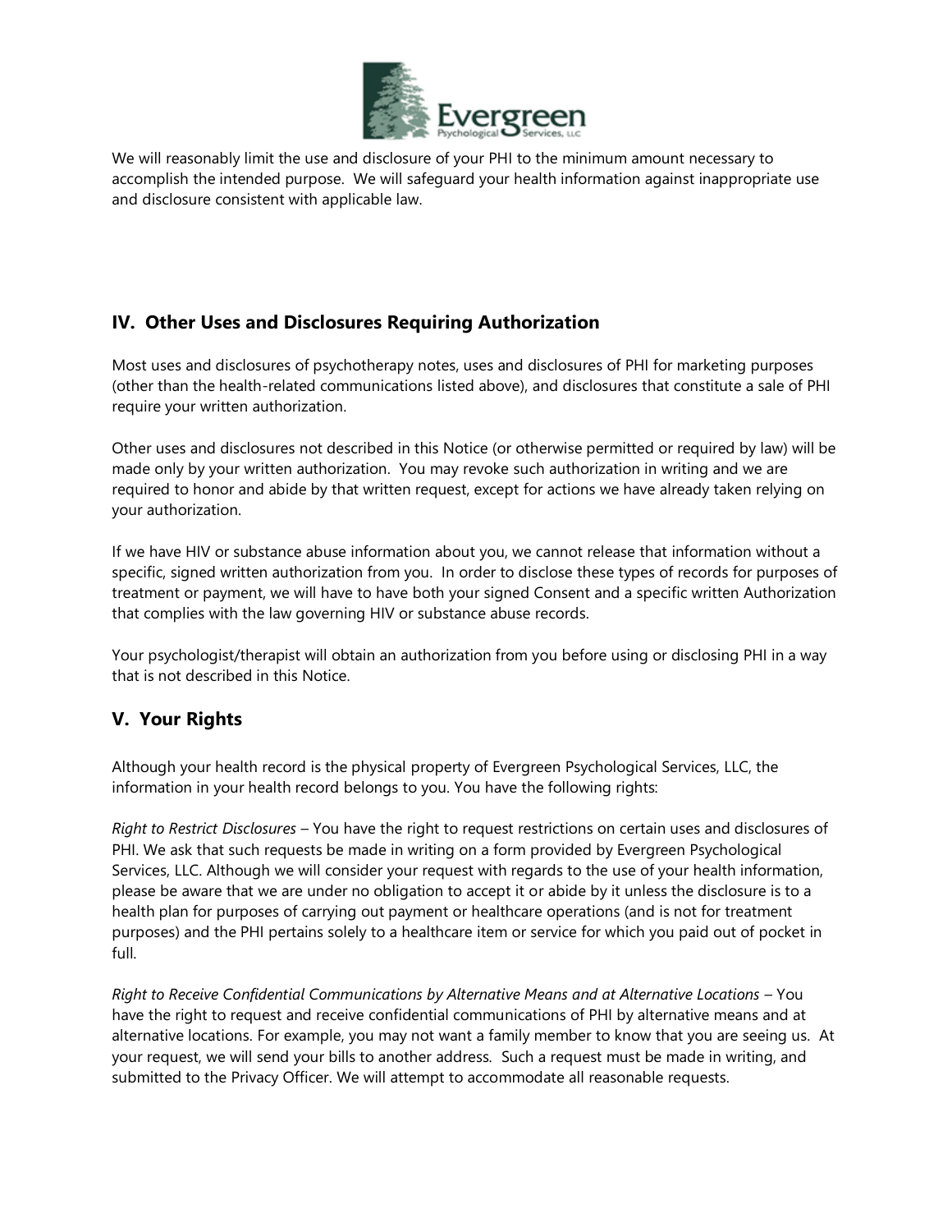We will reasonably limit the use and disclosure of your PHI to the minimum amount necessary to accomplish the intended purpose. We will safeguard your health information against inappropriate use and disclosure consistent with applicable law.

## IV. Other Uses and Disclosures Requiring Authorization

Most uses and disclosures of psychotherapy notes, uses and disclosures of PHI for marketing purposes (other than the health-related communications listed above), and disclosures that constitute a sale of PHI require your written authorization.

Other uses and disclosures not described in this Notice (or otherwise permitted or required by law) will be made only by your written authorization. You may revoke such authorization in writing and we are required to honor and abide by that written request, except for actions we have already taken relying on your authorization.

If we have HIV or substance abuse information about you, we cannot release that information without a specific, signed written authorization from you. In order to disclose these types of records for purposes of treatment or payment, we will have to have both your signed Consent and a specific written Authorization that complies with the law governing HIV or substance abuse records.

Your psychologist/therapist will obtain an authorization from you before using or disclosing PHI in a way that is not described in this Notice.

## V. Your Rights

Although your health record is the physical property of Evergreen Psychological Services, LLC, the information in your health record belongs to you. You have the following rights:

*Right to Restrict Disclosures* – You have the right to request restrictions on certain uses and disclosures of PHI. We ask that such requests be made in writing on a form provided by Evergreen Psychological Services, LLC. Although we will consider your request with regards to the use of your health information, please be aware that we are under no obligation to accept it or abide by it unless the disclosure is to a health plan for purposes of carrying out payment or healthcare operations (and is not for treatment purposes) and the PHI pertains solely to a healthcare item or service for which you paid out of pocket in full.

*Right to Receive Confidential Communications by Alternative Means and at Alternative Locations* – You have the right to request and receive confidential communications of PHI by alternative means and at alternative locations. For example, you may not want a family member to know that you are seeing us. At your request, we will send your bills to another address. Such a request must be made in writing, and submitted to the Privacy Officer. We will attempt to accommodate all reasonable requests.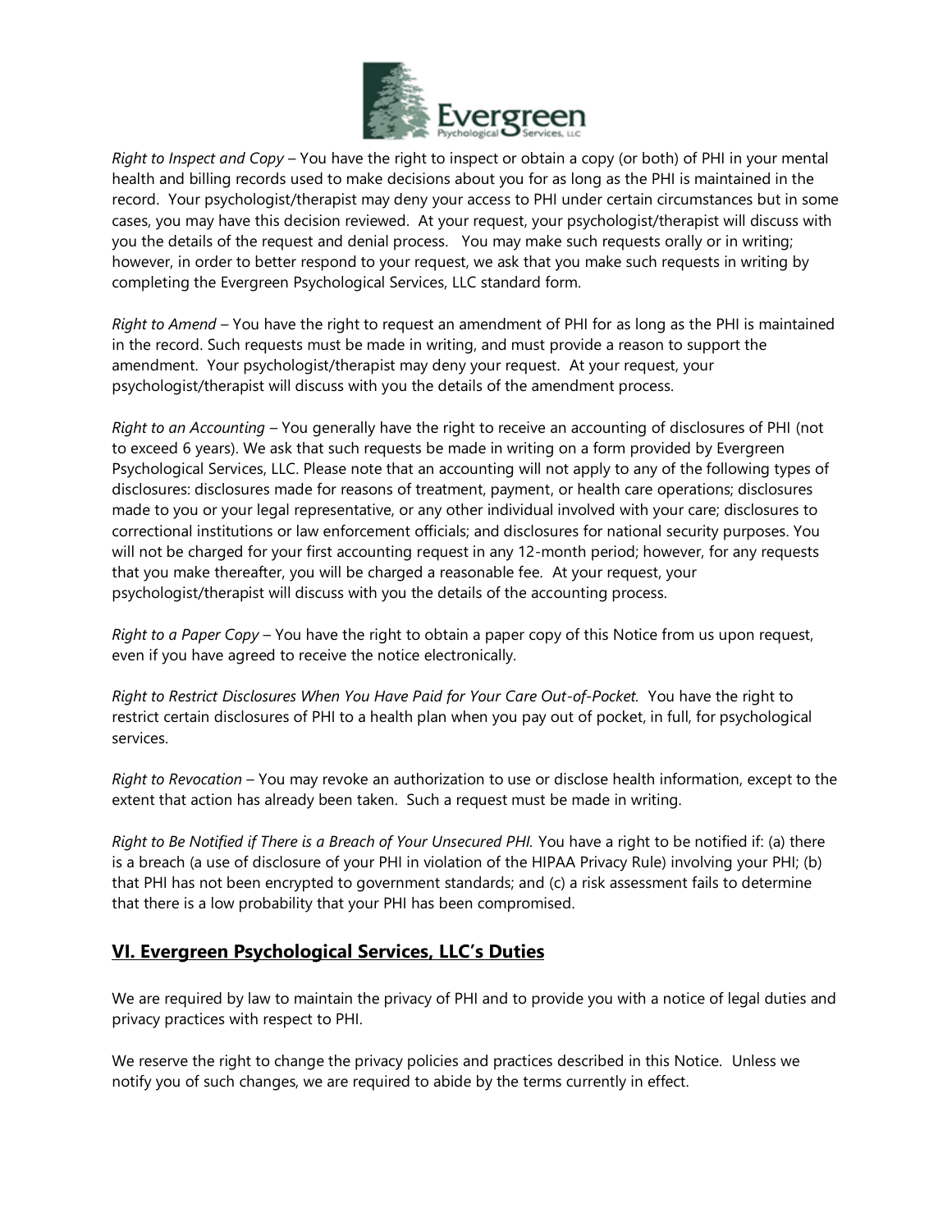*Right to Inspect and Copy* – You have the right to inspect or obtain a copy (or both) of PHI in your mental health and billing records used to make decisions about you for as long as the PHI is maintained in the record. Your psychologist/therapist may deny your access to PHI under certain circumstances but in some cases, you may have this decision reviewed. At your request, your psychologist/therapist will discuss with you the details of the request and denial process. You may make such requests orally or in writing; however, in order to better respond to your request, we ask that you make such requests in writing by completing the Evergreen Psychological Services, LLC standard form.

*Right to Amend* – You have the right to request an amendment of PHI for as long as the PHI is maintained in the record. Such requests must be made in writing, and must provide a reason to support the amendment. Your psychologist/therapist may deny your request. At your request, your psychologist/therapist will discuss with you the details of the amendment process.

*Right to an Accounting* – You generally have the right to receive an accounting of disclosures of PHI (not to exceed 6 years). We ask that such requests be made in writing on a form provided by Evergreen Psychological Services, LLC. Please note that an accounting will not apply to any of the following types of disclosures: disclosures made for reasons of treatment, payment, or health care operations; disclosures made to you or your legal representative, or any other individual involved with your care; disclosures to correctional institutions or law enforcement officials; and disclosures for national security purposes. You will not be charged for your first accounting request in any 12-month period; however, for any requests that you make thereafter, you will be charged a reasonable fee. At your request, your psychologist/therapist will discuss with you the details of the accounting process.

*Right to a Paper Copy* – You have the right to obtain a paper copy of this Notice from us upon request, even if you have agreed to receive the notice electronically.

*Right to Restrict Disclosures When You Have Paid for Your Care Out-of-Pocket.* You have the right to restrict certain disclosures of PHI to a health plan when you pay out of pocket, in full, for psychological services.

*Right to Revocation* – You may revoke an authorization to use or disclose health information, except to the extent that action has already been taken. Such a request must be made in writing.

*Right to Be Notified if There is a Breach of Your Unsecured PHI.* You have a right to be notified if: (a) there is a breach (a use of disclosure of your PHI in violation of the HIPAA Privacy Rule) involving your PHI; (b) that PHI has not been encrypted to government standards; and (c) a risk assessment fails to determine that there is a low probability that your PHI has been compromised.

## VI. Evergreen Psychological Services, LLC's Duties

We are required by law to maintain the privacy of PHI and to provide you with a notice of legal duties and privacy practices with respect to PHI.

We reserve the right to change the privacy policies and practices described in this Notice. Unless we notify you of such changes, we are required to abide by the terms currently in effect.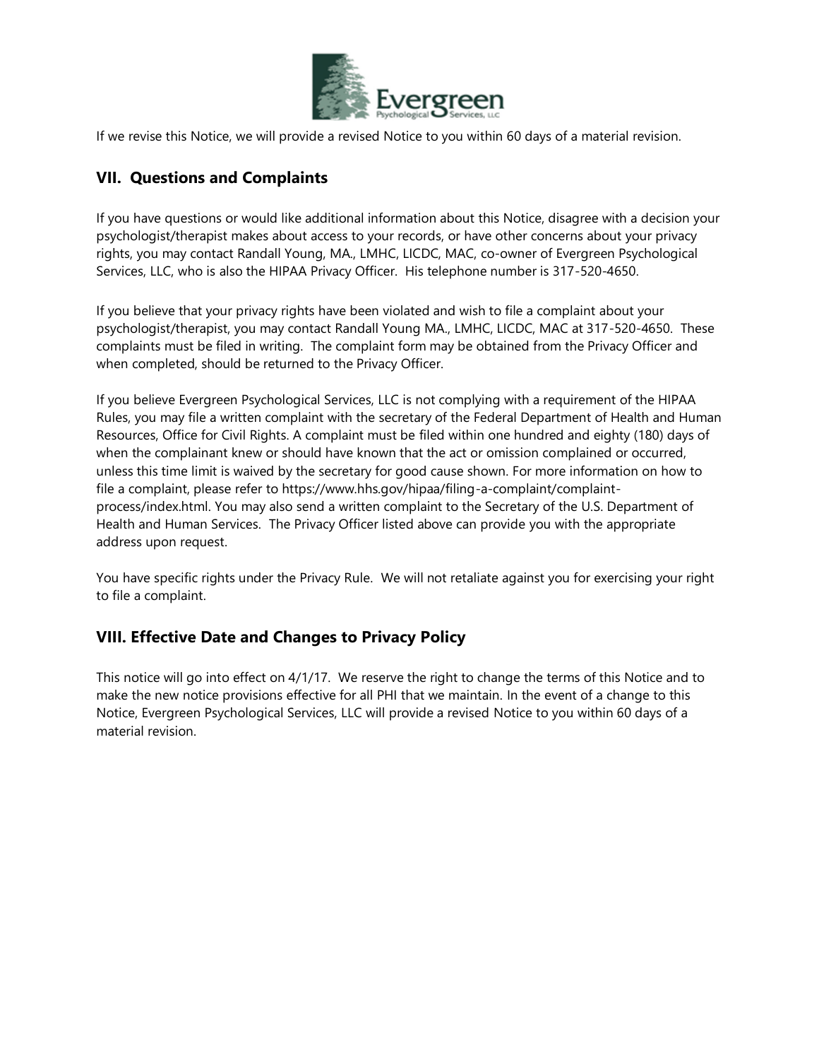If we revise this Notice, we will provide a revised Notice to you within 60 days of a material revision.

## VII. Questions and Complaints

If you have questions or would like additional information about this Notice, disagree with a decision your psychologist/therapist makes about access to your records, or have other concerns about your privacy rights, you may contact Randall Young, MA., LMHC, LICDC, MAC, co-owner of Evergreen Psychological Services, LLC, who is also the HIPAA Privacy Officer. His telephone number is 317-520-4650.

If you believe that your privacy rights have been violated and wish to file a complaint about your psychologist/therapist, you may contact Randall Young MA., LMHC, LICDC, MAC at 317-520-4650. These complaints must be filed in writing. The complaint form may be obtained from the Privacy Officer and when completed, should be returned to the Privacy Officer.

If you believe Evergreen Psychological Services, LLC is not complying with a requirement of the HIPAA Rules, you may file a written complaint with the secretary of the Federal Department of Health and Human Resources, Office for Civil Rights. A complaint must be filed within one hundred and eighty (180) days of when the complainant knew or should have known that the act or omission complained or occurred, unless this time limit is waived by the secretary for good cause shown. For more information on how to file a complaint, please refer to https://www.hhs.gov/hipaa/filing-a-complaint/complaint-process/index.html. You may also send a written complaint to the Secretary of the U.S. Department of Health and Human Services. The Privacy Officer listed above can provide you with the appropriate address upon request.

You have specific rights under the Privacy Rule. We will not retaliate against you for exercising your right to file a complaint.

## VIII. Effective Date and Changes to Privacy Policy

This notice will go into effect on 4/1/17. We reserve the right to change the terms of this Notice and to make the new notice provisions effective for all PHI that we maintain. In the event of a change to this Notice, Evergreen Psychological Services, LLC will provide a revised Notice to you within 60 days of a material revision.